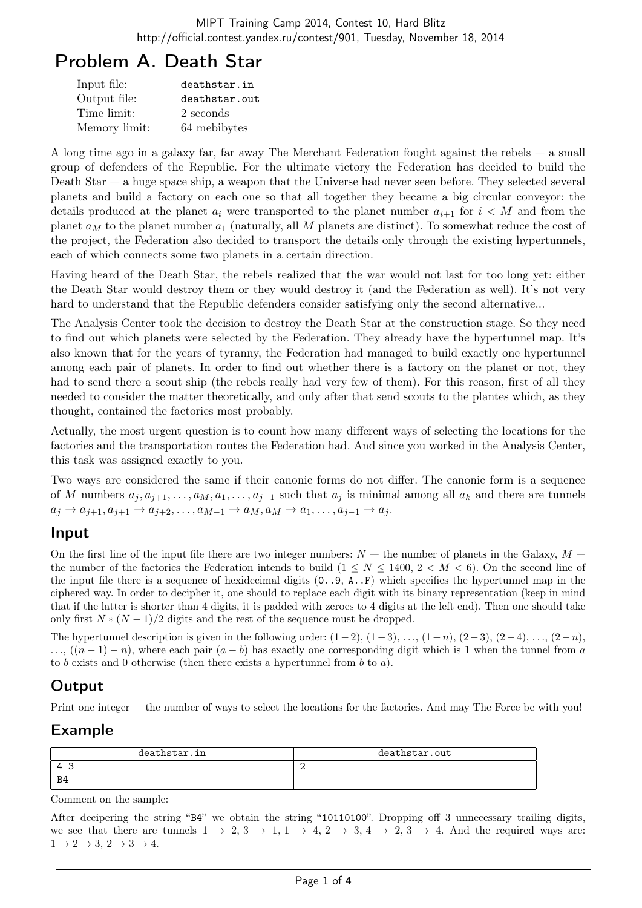# Problem A. Death Star

| | |
|---|---|
| Input file: | deathstar.in |
| Output file: | deathstar.out |
| Time limit: | 2 seconds |
| Memory limit: | 64 mebibytes |

A long time ago in a galaxy far, far away The Merchant Federation fought against the rebels — a small group of defenders of the Republic. For the ultimate victory the Federation has decided to build the Death Star — a huge space ship, a weapon that the Universe had never seen before. They selected several planets and build a factory on each one so that all together they became a big circular conveyor: the details produced at the planet $a_i$ were transported to the planet number $a_{i+1}$ for $i < M$ and from the planet $a_M$ to the planet number $a_1$ (naturally, all $M$ planets are distinct). To somewhat reduce the cost of the project, the Federation also decided to transport the details only through the existing hypertunnels, each of which connects some two planets in a certain direction.

Having heard of the Death Star, the rebels realized that the war would not last for too long yet: either the Death Star would destroy them or they would destroy it (and the Federation as well). It's not very hard to understand that the Republic defenders consider satisfying only the second alternative...

The Analysis Center took the decision to destroy the Death Star at the construction stage. So they need to find out which planets were selected by the Federation. They already have the hypertunnel map. It's also known that for the years of tyranny, the Federation had managed to build exactly one hypertunnel among each pair of planets. In order to find out whether there is a factory on the planet or not, they had to send there a scout ship (the rebels really had very few of them). For this reason, first of all they needed to consider the matter theoretically, and only after that send scouts to the plantes which, as they thought, contained the factories most probably.

Actually, the most urgent question is to count how many different ways of selecting the locations for the factories and the transportation routes the Federation had. And since you worked in the Analysis Center, this task was assigned exactly to you.

Two ways are considered the same if their canonic forms do not differ. The canonic form is a sequence of $M$ numbers $a_j, a_{j+1}, \ldots, a_M, a_1, \ldots, a_{j-1}$ such that $a_j$ is minimal among all $a_k$ and there are tunnels $a_j \to a_{j+1}, a_{j+1} \to a_{j+2}, \ldots, a_{M-1} \to a_M, a_M \to a_1, \ldots, a_{j-1} \to a_j$.

## Input

On the first line of the input file there are two integer numbers: $N$ — the number of planets in the Galaxy, $M$ — the number of the factories the Federation intends to build ($1 \le N \le 1400$, $2 < M < 6$). On the second line of the input file there is a sequence of hexidecimal digits (0..9, A..F) which specifies the hypertunnel map in the ciphered way. In order to decipher it, one should to replace each digit with its binary representation (keep in mind that if the latter is shorter than 4 digits, it is padded with zeroes to 4 digits at the left end). Then one should take only first $N * (N-1)/2$ digits and the rest of the sequence must be dropped.

The hypertunnel description is given in the following order: $(1-2)$, $(1-3)$, $\ldots$, $(1-n)$, $(2-3)$, $(2-4)$, $\ldots$, $(2-n)$, $\ldots$, $((n-1)-n)$, where each pair $(a-b)$ has exactly one corresponding digit which is 1 when the tunnel from $a$ to $b$ exists and 0 otherwise (then there exists a hypertunnel from $b$ to $a$).

## Output

Print one integer — the number of ways to select the locations for the factories. And may The Force be with you!

## Example

| deathstar.in | deathstar.out |
|---|---|
| 4 3<br>B4 | 2 |

Comment on the sample:

After decipering the string "B4" we obtain the string "10110100". Dropping off 3 unnecessary trailing digits, we see that there are tunnels $1 \to 2$, $3 \to 1$, $1 \to 4$, $2 \to 3$, $4 \to 2$, $3 \to 4$. And the required ways are: $1 \to 2 \to 3$, $2 \to 3 \to 4$.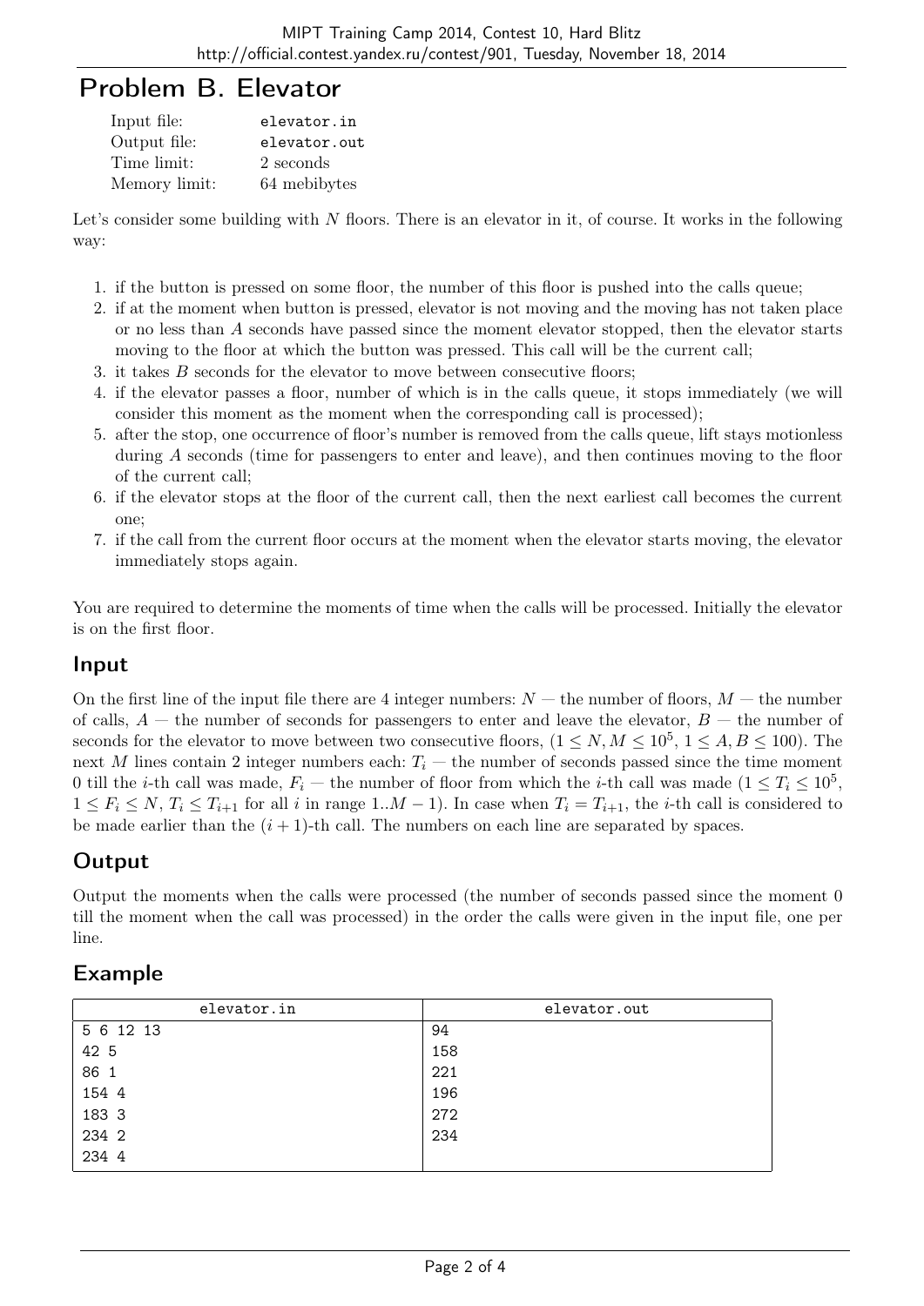# Problem B. Elevator

| | |
|---|---|
| Input file: | elevator.in |
| Output file: | elevator.out |
| Time limit: | 2 seconds |
| Memory limit: | 64 mebibytes |

Let's consider some building with $N$ floors. There is an elevator in it, of course. It works in the following way:

1. if the button is pressed on some floor, the number of this floor is pushed into the calls queue;
2. if at the moment when button is pressed, elevator is not moving and the moving has not taken place or no less than $A$ seconds have passed since the moment elevator stopped, then the elevator starts moving to the floor at which the button was pressed. This call will be the current call;
3. it takes $B$ seconds for the elevator to move between consecutive floors;
4. if the elevator passes a floor, number of which is in the calls queue, it stops immediately (we will consider this moment as the moment when the corresponding call is processed);
5. after the stop, one occurrence of floor's number is removed from the calls queue, lift stays motionless during $A$ seconds (time for passengers to enter and leave), and then continues moving to the floor of the current call;
6. if the elevator stops at the floor of the current call, then the next earliest call becomes the current one;
7. if the call from the current floor occurs at the moment when the elevator starts moving, the elevator immediately stops again.

You are required to determine the moments of time when the calls will be processed. Initially the elevator is on the first floor.

## Input

On the first line of the input file there are 4 integer numbers: $N$ — the number of floors, $M$ — the number of calls, $A$ — the number of seconds for passengers to enter and leave the elevator, $B$ — the number of seconds for the elevator to move between consecutive floors, ($1 \le N, M \le 10^5$, $1 \le A, B \le 100$). The next $M$ lines contain 2 integer numbers each: $T_i$ — the number of seconds passed since the time moment 0 till the $i$-th call was made, $F_i$ — the number of floor from which the $i$-th call was made ($1 \le T_i \le 10^5$, $1 \le F_i \le N$, $T_i \le T_{i+1}$ for all $i$ in range $1..M-1$). In case when $T_i = T_{i+1}$, the $i$-th call is considered to be made earlier than the $(i+1)$-th call. The numbers on each line are separated by spaces.

## Output

Output the moments when the calls were processed (the number of seconds passed since the moment 0 till the moment when the call was processed) in the order the calls were given in the input file, one per line.

## Example

| elevator.in | elevator.out |
|---|---|
| 5 6 12 13<br>42 5<br>86 1<br>154 4<br>183 3<br>234 2<br>234 4 | 94<br>158<br>221<br>196<br>272<br>234 |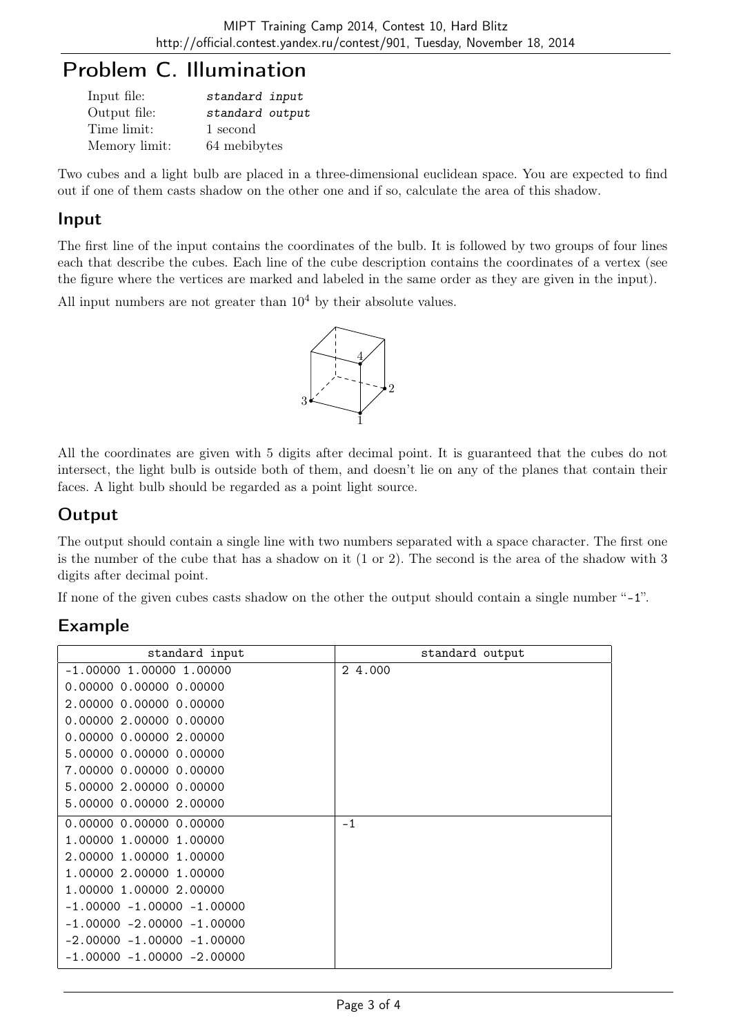# Problem C. Illumination

| | |
|---|---|
| Input file: | *standard input* |
| Output file: | *standard output* |
| Time limit: | 1 second |
| Memory limit: | 64 mebibytes |

Two cubes and a light bulb are placed in a three-dimensional euclidean space. You are expected to find out if one of them casts shadow on the other one and if so, calculate the area of this shadow.

## Input

The first line of the input contains the coordinates of the bulb. It is followed by two groups of four lines each that describe the cubes. Each line of the cube description contains the coordinates of a vertex (see the figure where the vertices are marked and labeled in the same order as they are given in the input).

All input numbers are not greater than $10^4$ by their absolute values.

All the coordinates are given with 5 digits after decimal point. It is guaranteed that the cubes do not intersect, the light bulb is outside both of them, and doesn't lie on any of the planes that contain their faces. A light bulb should be regarded as a point light source.

## Output

The output should contain a single line with two numbers separated with a space character. The first one is the number of the cube that has a shadow on it (1 or 2). The second is the area of the shadow with 3 digits after decimal point.

If none of the given cubes casts shadow on the other the output should contain a single number "-1".

## Example

| standard input | standard output |
|---|---|
| -1.00000 1.00000 1.00000<br>0.00000 0.00000 0.00000<br>2.00000 0.00000 0.00000<br>0.00000 2.00000 0.00000<br>0.00000 0.00000 2.00000<br>5.00000 0.00000 0.00000<br>7.00000 0.00000 0.00000<br>5.00000 2.00000 0.00000<br>5.00000 0.00000 2.00000 | 2 4.000 |
| 0.00000 0.00000 0.00000<br>1.00000 1.00000 1.00000<br>2.00000 1.00000 1.00000<br>1.00000 2.00000 1.00000<br>1.00000 1.00000 2.00000<br>-1.00000 -1.00000 -1.00000<br>-1.00000 -2.00000 -1.00000<br>-2.00000 -1.00000 -1.00000<br>-1.00000 -1.00000 -2.00000 | -1 |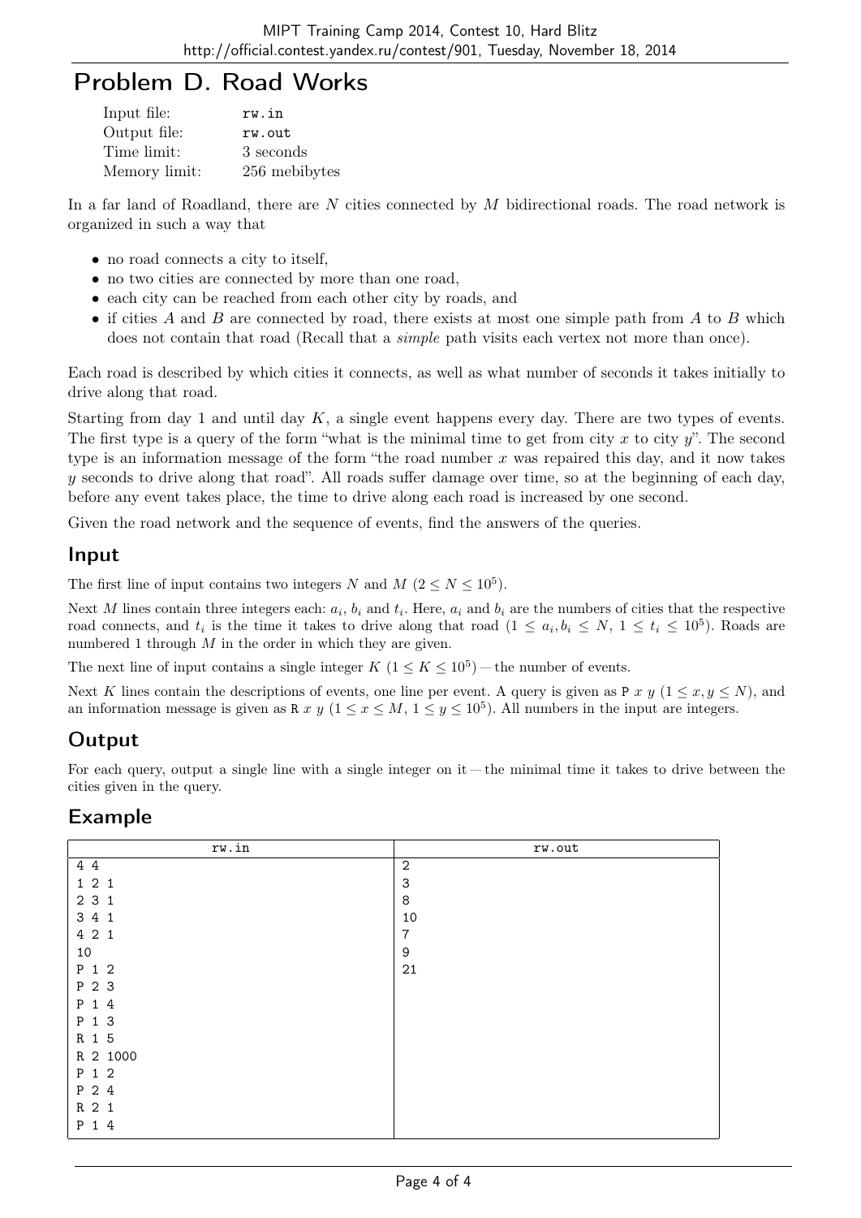# Problem D. Road Works

| | |
|---|---|
| Input file: | rw.in |
| Output file: | rw.out |
| Time limit: | 3 seconds |
| Memory limit: | 256 mebibytes |

In a far land of Roadland, there are $N$ cities connected by $M$ bidirectional roads. The road network is organized in such a way that

- no road connects a city to itself,
- no two cities are connected by more than one road,
- each city can be reached from each other city by roads, and
- if cities $A$ and $B$ are connected by road, there exists at most one simple path from $A$ to $B$ which does not contain that road (Recall that a *simple* path visits each vertex not more than once).

Each road is described by which cities it connects, as well as what number of seconds it takes initially to drive along that road.

Starting from day 1 and until day $K$, a single event happens every day. There are two types of events. The first type is a query of the form "what is the minimal time to get from city $x$ to city $y$". The second type is an information message of the form "the road number $x$ was repaired this day, and it now takes $y$ seconds to drive along that road". All roads suffer damage over time, so at the beginning of each day, before any event takes place, the time to drive along each road is increased by one second.

Given the road network and the sequence of events, find the answers of the queries.

## Input

The first line of input contains two integers $N$ and $M$ ($2 \le N \le 10^5$).

Next $M$ lines contain three integers each: $a_i$, $b_i$ and $t_i$. Here, $a_i$ and $b_i$ are the numbers of cities that the respective road connects, and $t_i$ is the time it takes to drive along that road ($1 \le a_i, b_i \le N$, $1 \le t_i \le 10^5$). Roads are numbered 1 through $M$ in the order in which they are given.

The next line of input contains a single integer $K$ ($1 \le K \le 10^5$) — the number of events.

Next $K$ lines contain the descriptions of events, one line per event. A query is given as P $x$ $y$ ($1 \le x, y \le N$), and an information message is given as R $x$ $y$ ($1 \le x \le M$, $1 \le y \le 10^5$). All numbers in the input are integers.

## Output

For each query, output a single line with a single integer on it — the minimal time it takes to drive between the cities given in the query.

## Example

| rw.in | rw.out |
|---|---|
| 4 4<br>1 2 1<br>2 3 1<br>3 4 1<br>4 2 1<br>10<br>P 1 2<br>P 2 3<br>P 1 4<br>P 1 3<br>R 1 5<br>R 2 1000<br>P 1 2<br>P 2 4<br>R 2 1<br>P 1 4 | 2<br>3<br>8<br>10<br>7<br>9<br>21 |